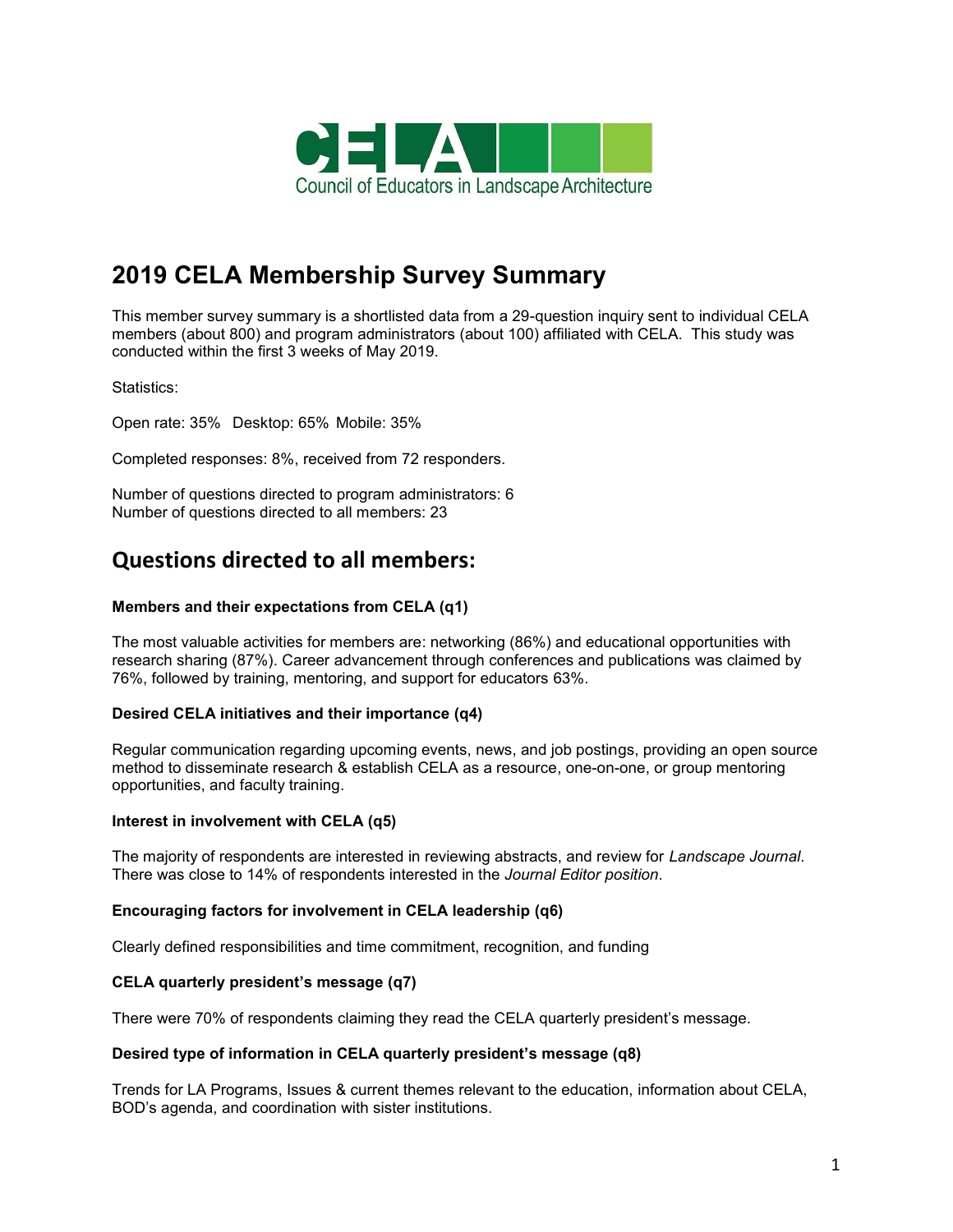# 2019 CELA Membership Survey Summary

This member survey summary is a shortlisted data from a 29-question inquiry sent to individual CELA members (about 800) and program administrators (about 100) affiliated with CELA. This study was conducted within the first 3 weeks of May 2019.

Statistics:

Open rate: 35% Desktop: 65% Mobile: 35%

Completed responses: 8%, received from 72 responders.

Number of questions directed to program administrators: 6
Number of questions directed to all members: 23

## Questions directed to all members:

**Members and their expectations from CELA (q1)**

The most valuable activities for members are: networking (86%) and educational opportunities with research sharing (87%). Career advancement through conferences and publications was claimed by 76%, followed by training, mentoring, and support for educators 63%.

**Desired CELA initiatives and their importance (q4)**

Regular communication regarding upcoming events, news, and job postings, providing an open source method to disseminate research & establish CELA as a resource, one-on-one, or group mentoring opportunities, and faculty training.

**Interest in involvement with CELA (q5)**

The majority of respondents are interested in reviewing abstracts, and review for *Landscape Journal*. There was close to 14% of respondents interested in the *Journal Editor position*.

**Encouraging factors for involvement in CELA leadership (q6)**

Clearly defined responsibilities and time commitment, recognition, and funding

**CELA quarterly president's message (q7)**

There were 70% of respondents claiming they read the CELA quarterly president's message.

**Desired type of information in CELA quarterly president's message (q8)**

Trends for LA Programs, Issues & current themes relevant to the education, information about CELA, BOD's agenda, and coordination with sister institutions.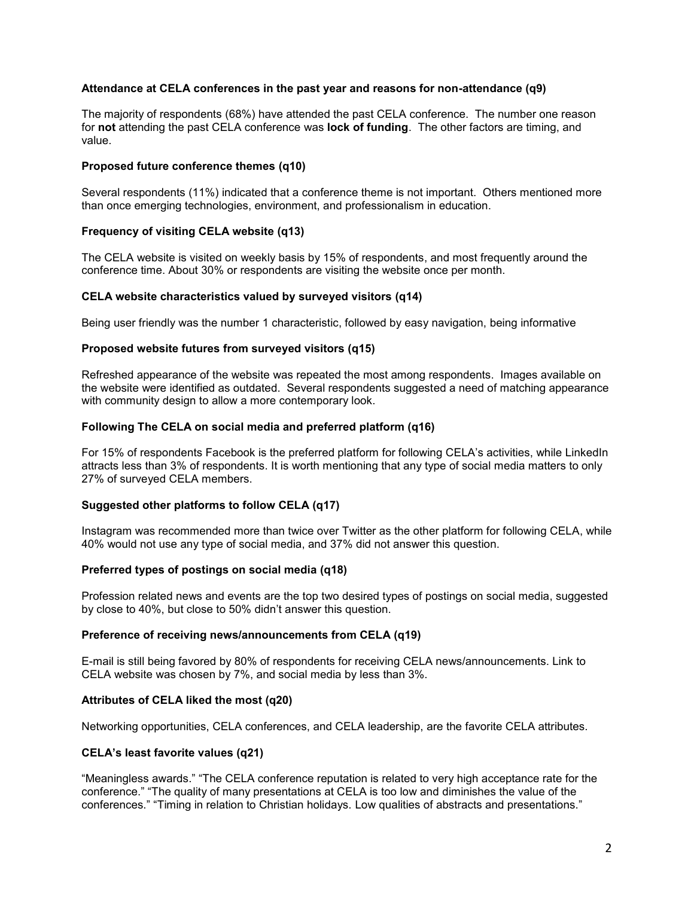### Attendance at CELA conferences in the past year and reasons for non-attendance (q9)

The majority of respondents (68%) have attended the past CELA conference. The number one reason for **not** attending the past CELA conference was **lock of funding**. The other factors are timing, and value.

### Proposed future conference themes (q10)

Several respondents (11%) indicated that a conference theme is not important. Others mentioned more than once emerging technologies, environment, and professionalism in education.

### Frequency of visiting CELA website (q13)

The CELA website is visited on weekly basis by 15% of respondents, and most frequently around the conference time. About 30% or respondents are visiting the website once per month.

### CELA website characteristics valued by surveyed visitors (q14)

Being user friendly was the number 1 characteristic, followed by easy navigation, being informative

### Proposed website futures from surveyed visitors (q15)

Refreshed appearance of the website was repeated the most among respondents. Images available on the website were identified as outdated. Several respondents suggested a need of matching appearance with community design to allow a more contemporary look.

### Following The CELA on social media and preferred platform (q16)

For 15% of respondents Facebook is the preferred platform for following CELA's activities, while LinkedIn attracts less than 3% of respondents. It is worth mentioning that any type of social media matters to only 27% of surveyed CELA members.

### Suggested other platforms to follow CELA (q17)

Instagram was recommended more than twice over Twitter as the other platform for following CELA, while 40% would not use any type of social media, and 37% did not answer this question.

### Preferred types of postings on social media (q18)

Profession related news and events are the top two desired types of postings on social media, suggested by close to 40%, but close to 50% didn't answer this question.

### Preference of receiving news/announcements from CELA (q19)

E-mail is still being favored by 80% of respondents for receiving CELA news/announcements. Link to CELA website was chosen by 7%, and social media by less than 3%.

### Attributes of CELA liked the most (q20)

Networking opportunities, CELA conferences, and CELA leadership, are the favorite CELA attributes.

### CELA's least favorite values (q21)

"Meaningless awards." "The CELA conference reputation is related to very high acceptance rate for the conference." "The quality of many presentations at CELA is too low and diminishes the value of the conferences." "Timing in relation to Christian holidays. Low qualities of abstracts and presentations."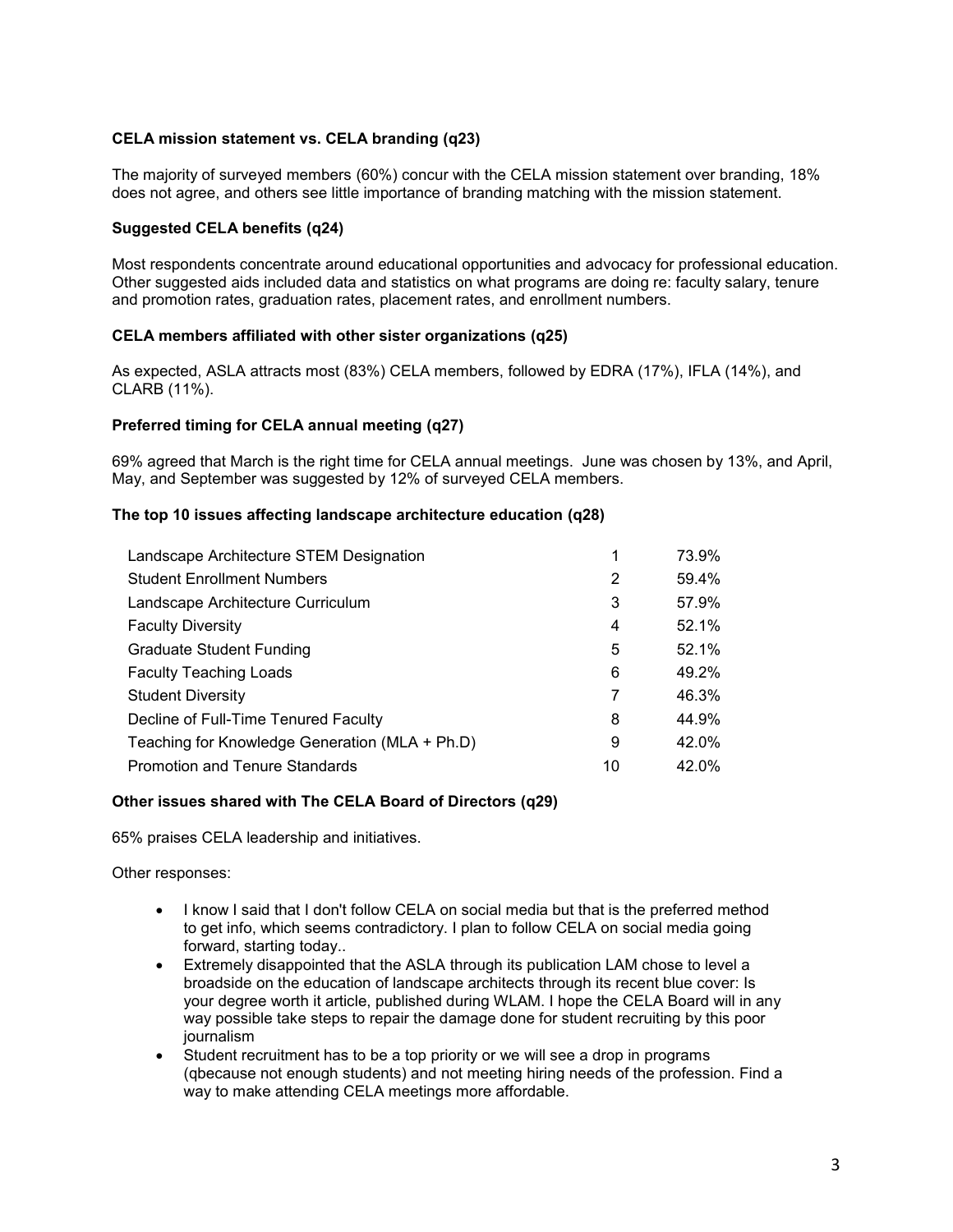**CELA mission statement vs. CELA branding (q23)**

The majority of surveyed members (60%) concur with the CELA mission statement over branding, 18% does not agree, and others see little importance of branding matching with the mission statement.

**Suggested CELA benefits (q24)**

Most respondents concentrate around educational opportunities and advocacy for professional education. Other suggested aids included data and statistics on what programs are doing re: faculty salary, tenure and promotion rates, graduation rates, placement rates, and enrollment numbers.

**CELA members affiliated with other sister organizations (q25)**

As expected, ASLA attracts most (83%) CELA members, followed by EDRA (17%), IFLA (14%), and CLARB (11%).

**Preferred timing for CELA annual meeting (q27)**

69% agreed that March is the right time for CELA annual meetings. June was chosen by 13%, and April, May, and September was suggested by 12% of surveyed CELA members.

**The top 10 issues affecting landscape architecture education (q28)**

| | | |
|---|---|---|
| Landscape Architecture STEM Designation | 1 | 73.9% |
| Student Enrollment Numbers | 2 | 59.4% |
| Landscape Architecture Curriculum | 3 | 57.9% |
| Faculty Diversity | 4 | 52.1% |
| Graduate Student Funding | 5 | 52.1% |
| Faculty Teaching Loads | 6 | 49.2% |
| Student Diversity | 7 | 46.3% |
| Decline of Full-Time Tenured Faculty | 8 | 44.9% |
| Teaching for Knowledge Generation (MLA + Ph.D) | 9 | 42.0% |
| Promotion and Tenure Standards | 10 | 42.0% |

**Other issues shared with The CELA Board of Directors (q29)**

65% praises CELA leadership and initiatives.

Other responses:

- I know I said that I don't follow CELA on social media but that is the preferred method to get info, which seems contradictory. I plan to follow CELA on social media going forward, starting today..
- Extremely disappointed that the ASLA through its publication LAM chose to level a broadside on the education of landscape architects through its recent blue cover: Is your degree worth it article, published during WLAM. I hope the CELA Board will in any way possible take steps to repair the damage done for student recruiting by this poor journalism
- Student recruitment has to be a top priority or we will see a drop in programs (qbecause not enough students) and not meeting hiring needs of the profession. Find a way to make attending CELA meetings more affordable.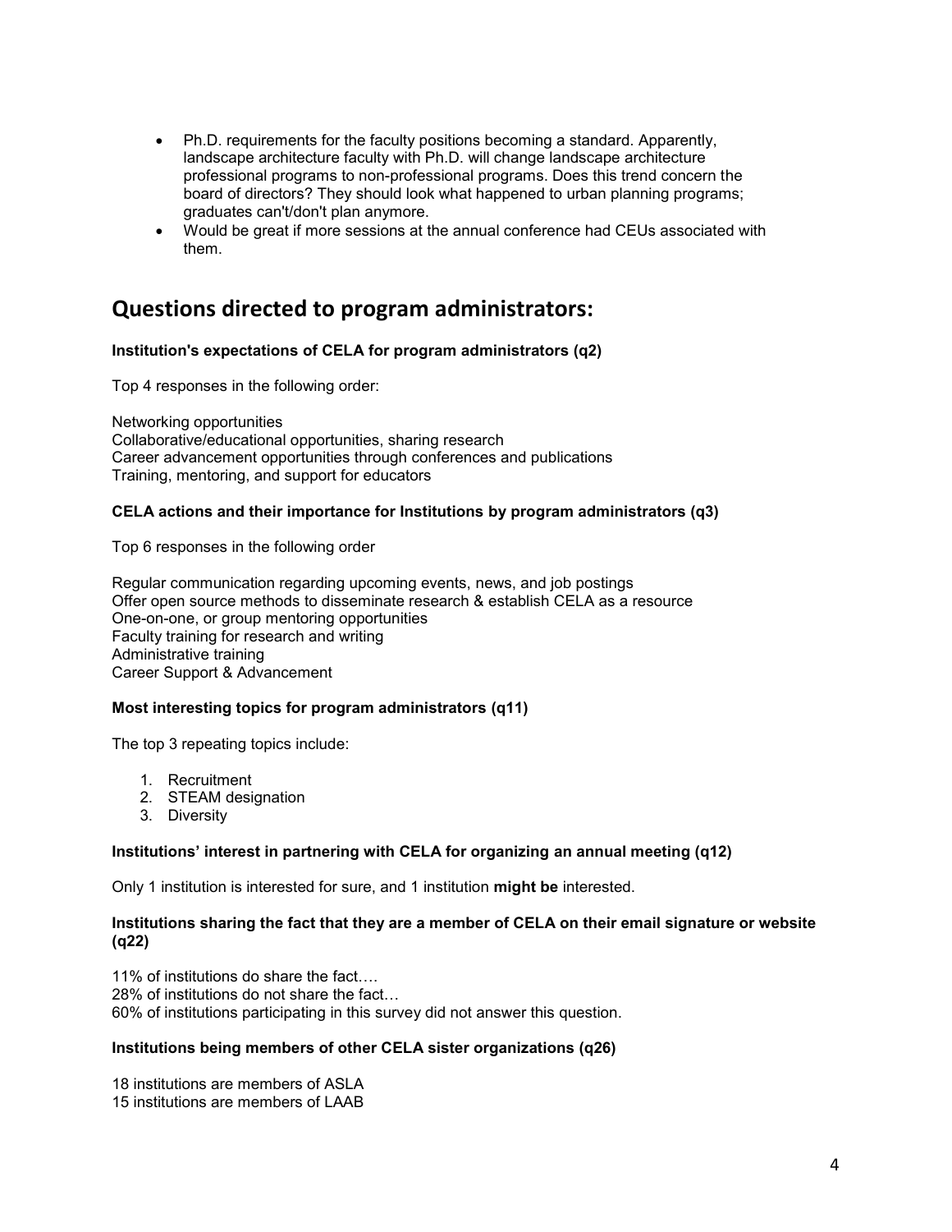- Ph.D. requirements for the faculty positions becoming a standard. Apparently, landscape architecture faculty with Ph.D. will change landscape architecture professional programs to non-professional programs. Does this trend concern the board of directors? They should look what happened to urban planning programs; graduates can't/don't plan anymore.
- Would be great if more sessions at the annual conference had CEUs associated with them.

## Questions directed to program administrators:

**Institution's expectations of CELA for program administrators (q2)**

Top 4 responses in the following order:

Networking opportunities
Collaborative/educational opportunities, sharing research
Career advancement opportunities through conferences and publications
Training, mentoring, and support for educators

**CELA actions and their importance for Institutions by program administrators (q3)**

Top 6 responses in the following order

Regular communication regarding upcoming events, news, and job postings
Offer open source methods to disseminate research & establish CELA as a resource
One-on-one, or group mentoring opportunities
Faculty training for research and writing
Administrative training
Career Support & Advancement

**Most interesting topics for program administrators (q11)**

The top 3 repeating topics include:

1. Recruitment
2. STEAM designation
3. Diversity

**Institutions' interest in partnering with CELA for organizing an annual meeting (q12)**

Only 1 institution is interested for sure, and 1 institution **might be** interested.

**Institutions sharing the fact that they are a member of CELA on their email signature or website (q22)**

11% of institutions do share the fact….
28% of institutions do not share the fact…
60% of institutions participating in this survey did not answer this question.

**Institutions being members of other CELA sister organizations (q26)**

18 institutions are members of ASLA
15 institutions are members of LAAB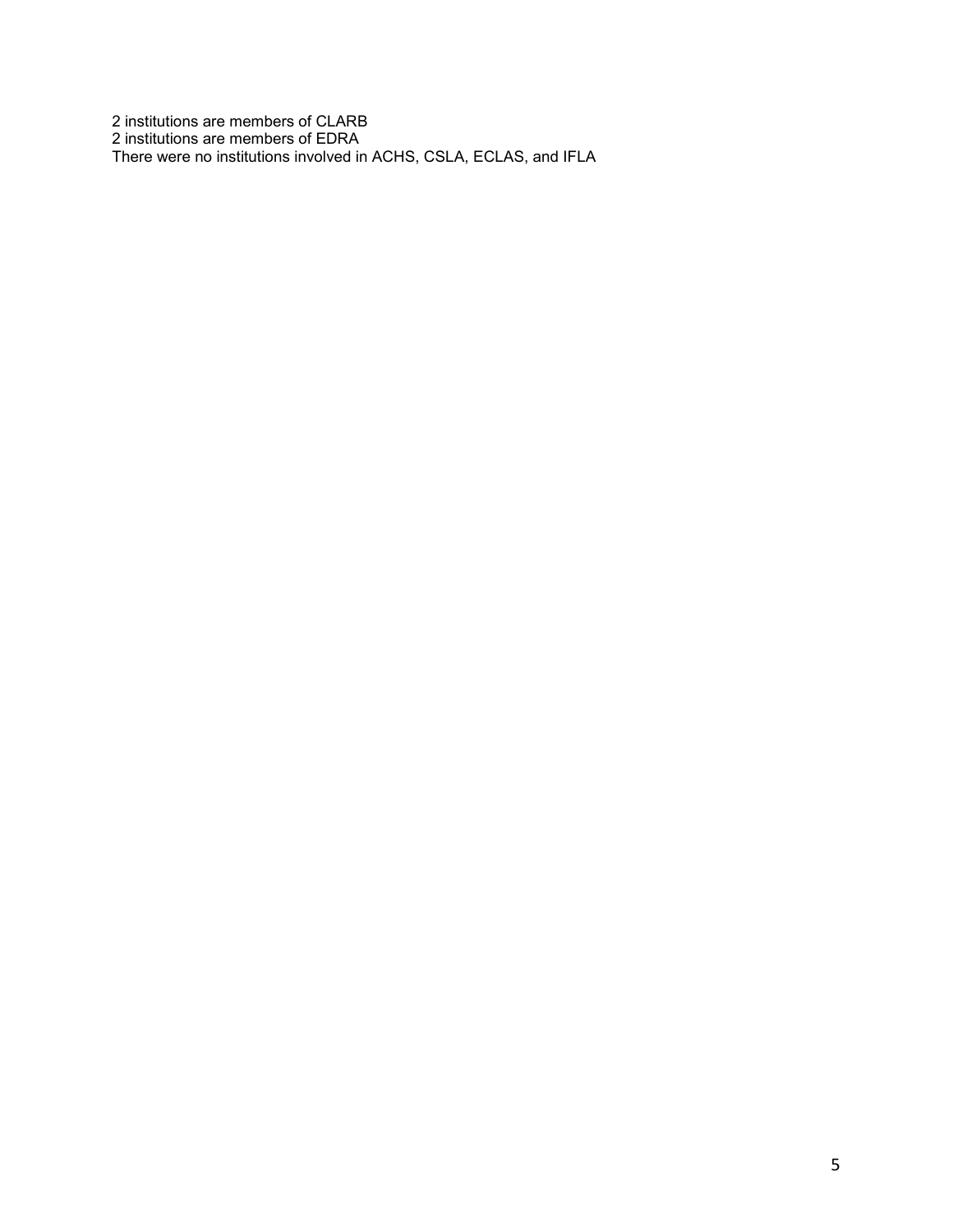2 institutions are members of CLARB
2 institutions are members of EDRA
There were no institutions involved in ACHS, CSLA, ECLAS, and IFLA